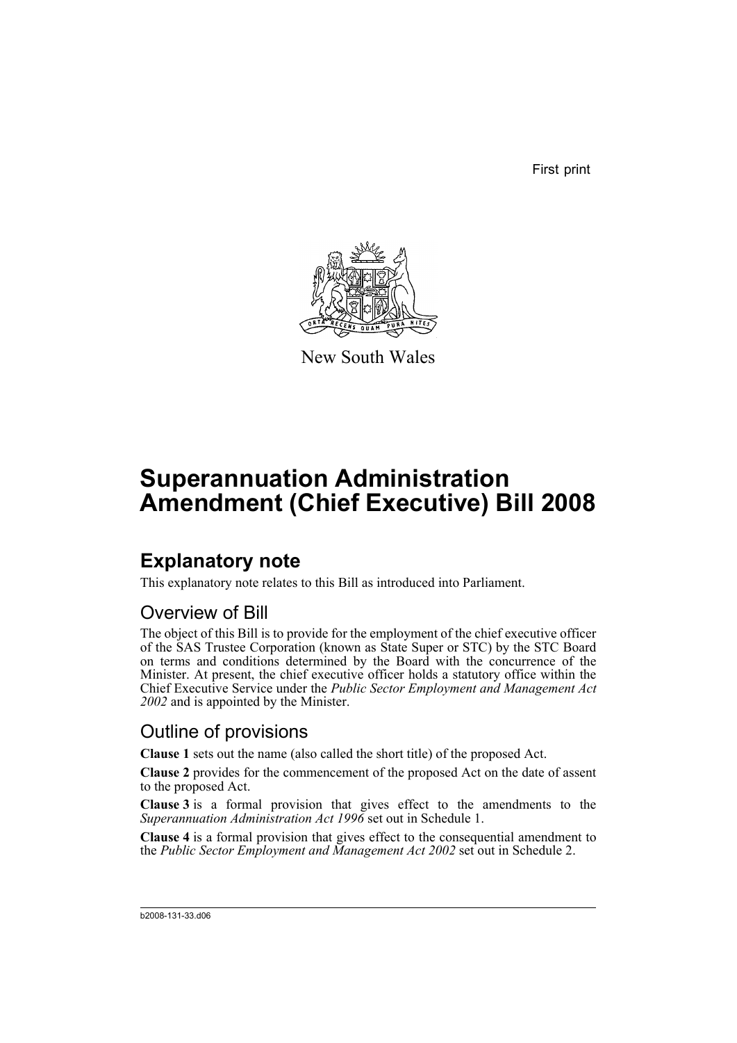First print

New South Wales

# Superannuation Administration Amendment (Chief Executive) Bill 2008

## Explanatory note

This explanatory note relates to this Bill as introduced into Parliament.

### Overview of Bill

The object of this Bill is to provide for the employment of the chief executive officer of the SAS Trustee Corporation (known as State Super or STC) by the STC Board on terms and conditions determined by the Board with the concurrence of the Minister. At present, the chief executive officer holds a statutory office within the Chief Executive Service under the *Public Sector Employment and Management Act 2002* and is appointed by the Minister.

### Outline of provisions

**Clause 1** sets out the name (also called the short title) of the proposed Act.

**Clause 2** provides for the commencement of the proposed Act on the date of assent to the proposed Act.

**Clause 3** is a formal provision that gives effect to the amendments to the *Superannuation Administration Act 1996* set out in Schedule 1.

**Clause 4** is a formal provision that gives effect to the consequential amendment to the *Public Sector Employment and Management Act 2002* set out in Schedule 2.

b2008-131-33.d06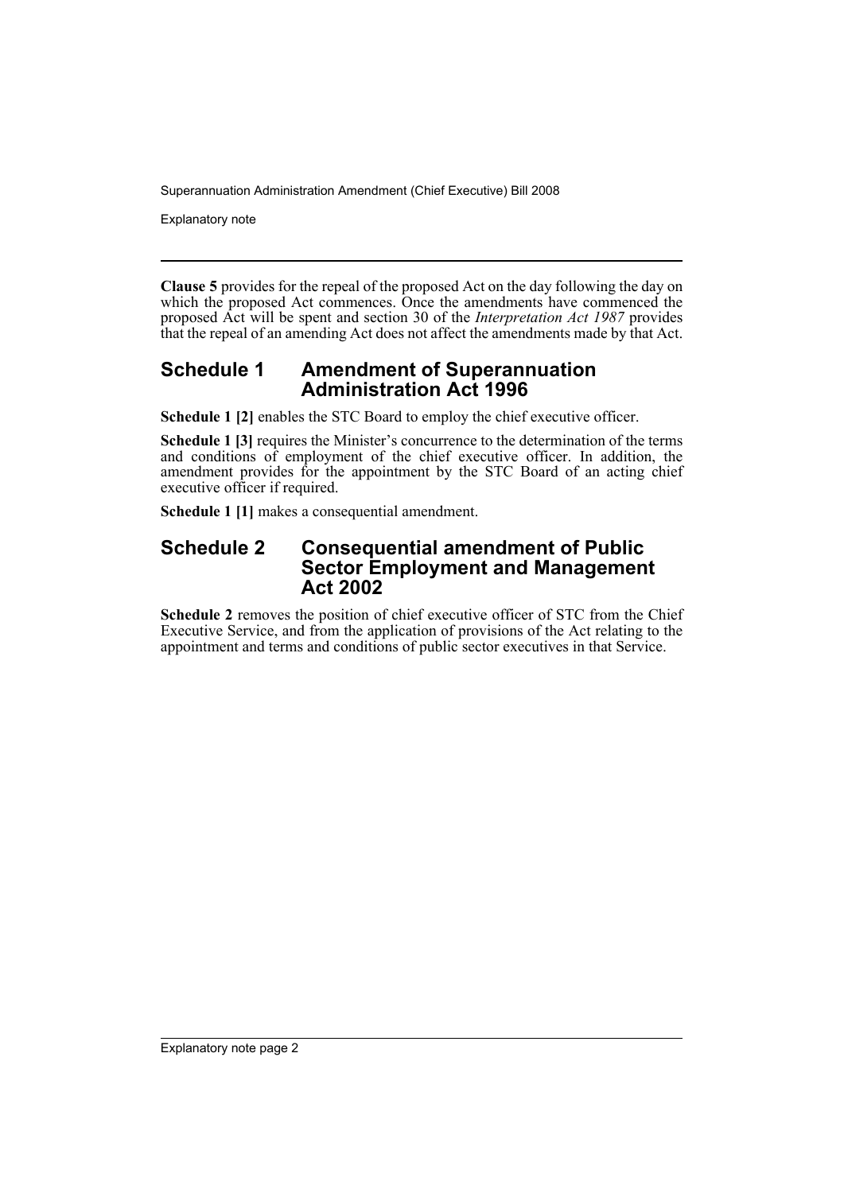**Clause 5** provides for the repeal of the proposed Act on the day following the day on which the proposed Act commences. Once the amendments have commenced the proposed Act will be spent and section 30 of the *Interpretation Act 1987* provides that the repeal of an amending Act does not affect the amendments made by that Act.

## Schedule 1 Amendment of Superannuation Administration Act 1996

**Schedule 1 [2]** enables the STC Board to employ the chief executive officer.

**Schedule 1 [3]** requires the Minister's concurrence to the determination of the terms and conditions of employment of the chief executive officer. In addition, the amendment provides for the appointment by the STC Board of an acting chief executive officer if required.

**Schedule 1 [1]** makes a consequential amendment.

## Schedule 2 Consequential amendment of Public Sector Employment and Management Act 2002

**Schedule 2** removes the position of chief executive officer of STC from the Chief Executive Service, and from the application of provisions of the Act relating to the appointment and terms and conditions of public sector executives in that Service.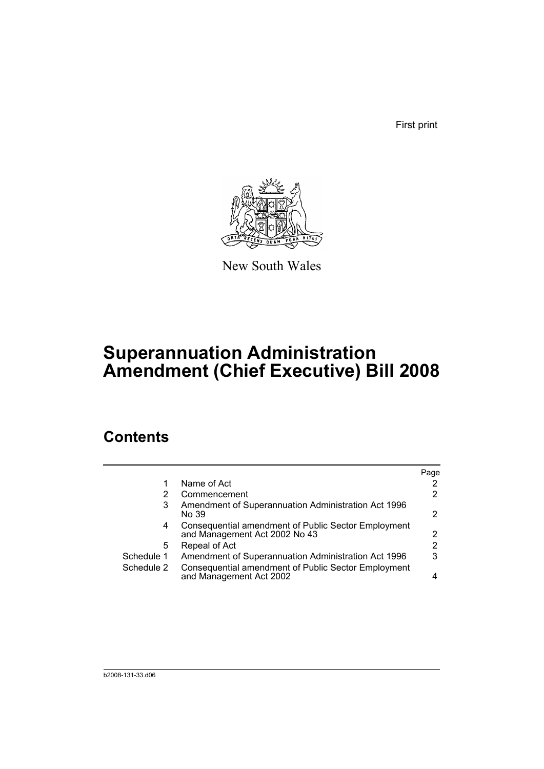First print

New South Wales

# Superannuation Administration Amendment (Chief Executive) Bill 2008

## Contents

| | | Page |
|---|---|---|
| 1 | Name of Act | 2 |
| 2 | Commencement | 2 |
| 3 | Amendment of Superannuation Administration Act 1996 No 39 | 2 |
| 4 | Consequential amendment of Public Sector Employment and Management Act 2002 No 43 | 2 |
| 5 | Repeal of Act | 2 |
| Schedule 1 | Amendment of Superannuation Administration Act 1996 | 3 |
| Schedule 2 | Consequential amendment of Public Sector Employment and Management Act 2002 | 4 |

b2008-131-33.d06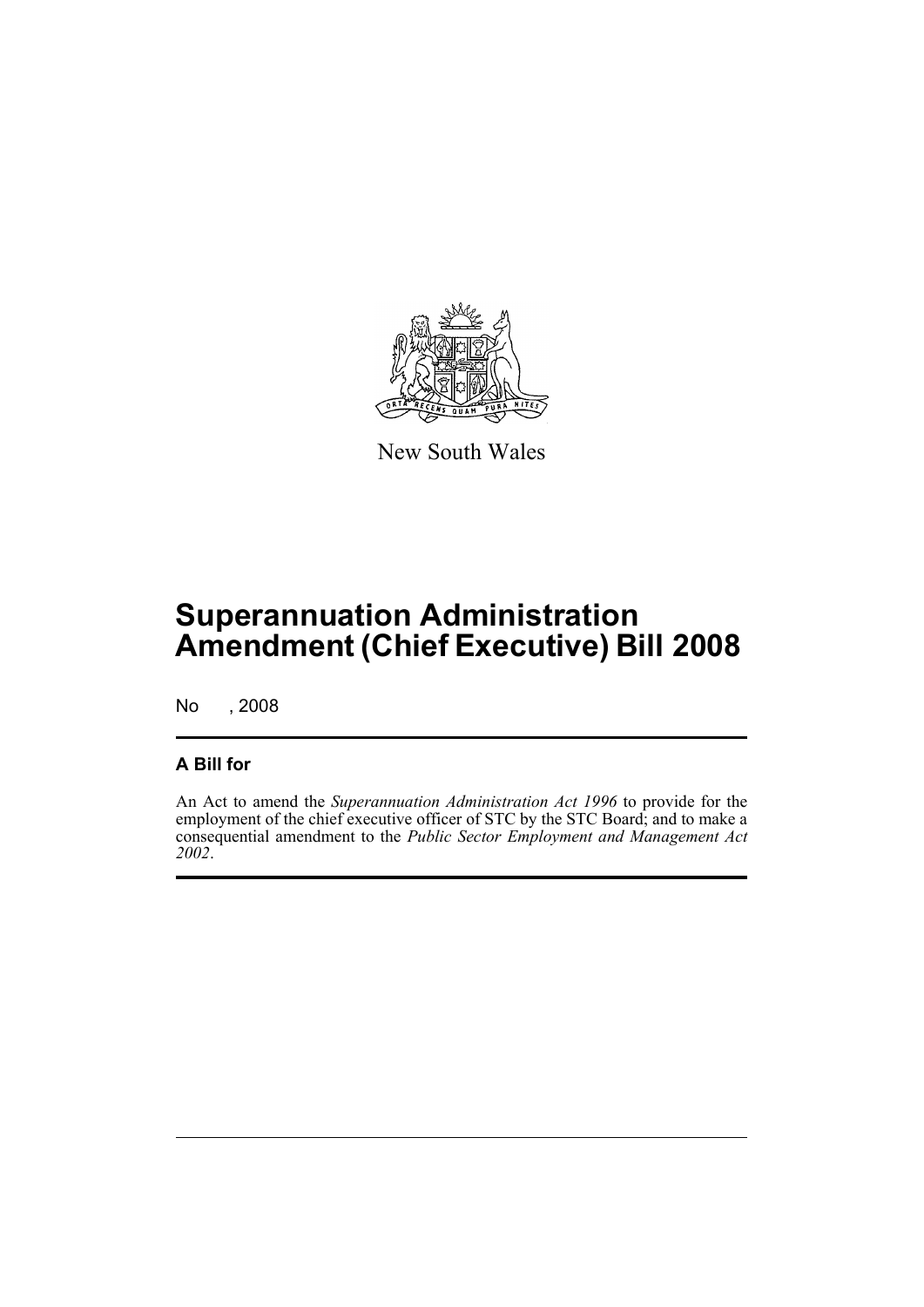New South Wales

# Superannuation Administration Amendment (Chief Executive) Bill 2008

No , 2008

## A Bill for

An Act to amend the *Superannuation Administration Act 1996* to provide for the employment of the chief executive officer of STC by the STC Board; and to make a consequential amendment to the *Public Sector Employment and Management Act 2002*.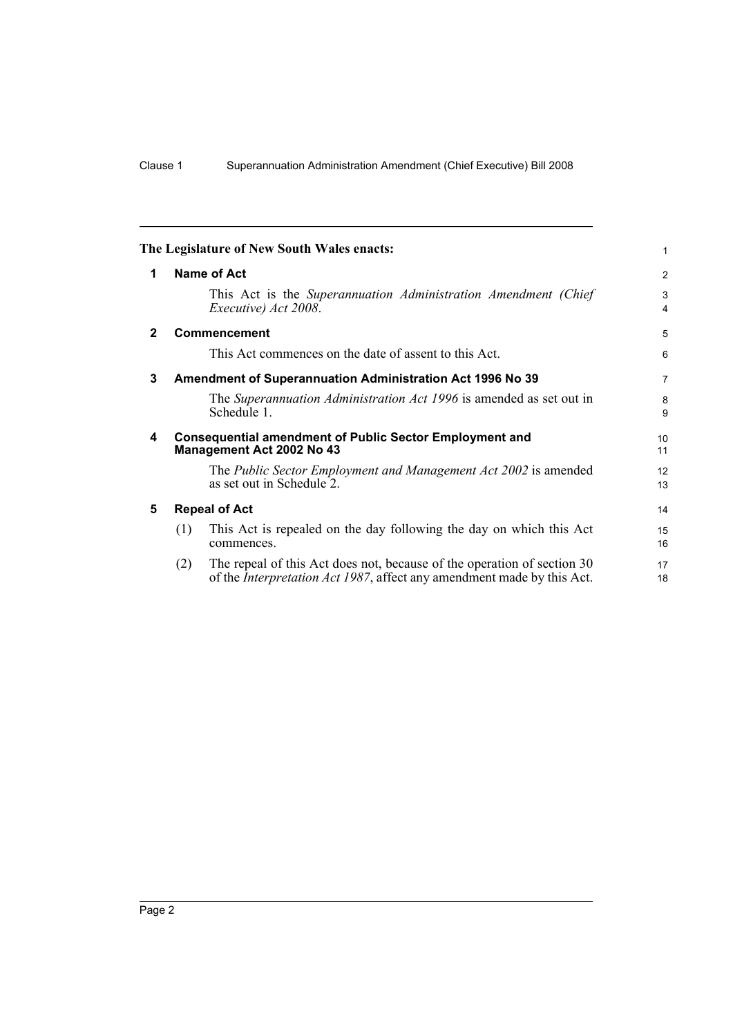**The Legislature of New South Wales enacts:**

## 1 Name of Act

This Act is the *Superannuation Administration Amendment (Chief Executive) Act 2008*.

## 2 Commencement

This Act commences on the date of assent to this Act.

## 3 Amendment of Superannuation Administration Act 1996 No 39

The *Superannuation Administration Act 1996* is amended as set out in Schedule 1.

## 4 Consequential amendment of Public Sector Employment and Management Act 2002 No 43

The *Public Sector Employment and Management Act 2002* is amended as set out in Schedule 2.

## 5 Repeal of Act

(1) This Act is repealed on the day following the day on which this Act commences.

(2) The repeal of this Act does not, because of the operation of section 30 of the *Interpretation Act 1987*, affect any amendment made by this Act.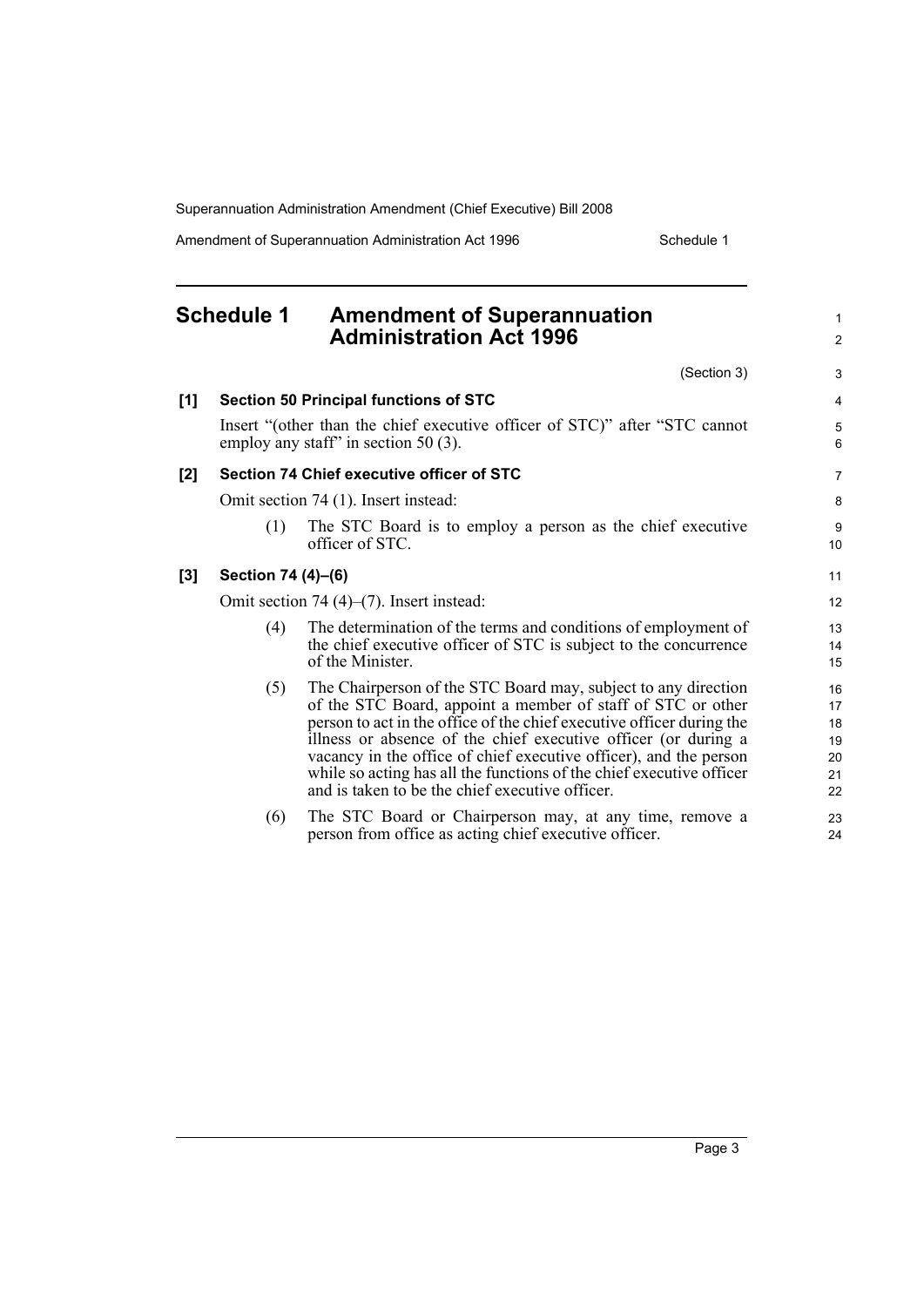## Schedule 1 Amendment of Superannuation Administration Act 1996

(Section 3)

**[1] Section 50 Principal functions of STC**

Insert "(other than the chief executive officer of STC)" after "STC cannot employ any staff" in section 50 (3).

**[2] Section 74 Chief executive officer of STC**

Omit section 74 (1). Insert instead:

(1) The STC Board is to employ a person as the chief executive officer of STC.

**[3] Section 74 (4)–(6)**

Omit section 74 (4)–(7). Insert instead:

(4) The determination of the terms and conditions of employment of the chief executive officer of STC is subject to the concurrence of the Minister.

(5) The Chairperson of the STC Board may, subject to any direction of the STC Board, appoint a member of staff of STC or other person to act in the office of the chief executive officer during the illness or absence of the chief executive officer (or during a vacancy in the office of chief executive officer), and the person while so acting has all the functions of the chief executive officer and is taken to be the chief executive officer.

(6) The STC Board or Chairperson may, at any time, remove a person from office as acting chief executive officer.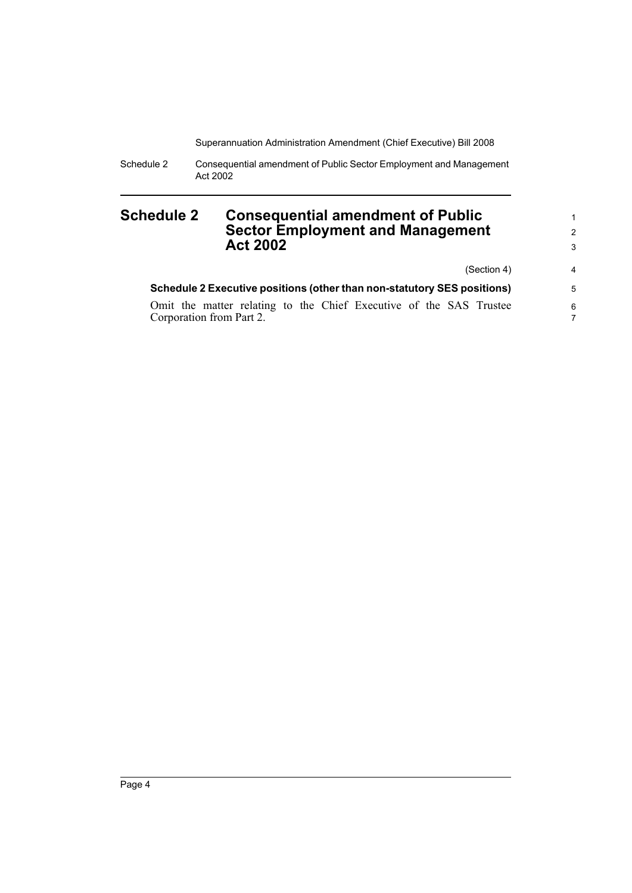## Schedule 2 Consequential amendment of Public Sector Employment and Management Act 2002

(Section 4)

**Schedule 2 Executive positions (other than non-statutory SES positions)**

Omit the matter relating to the Chief Executive of the SAS Trustee Corporation from Part 2.